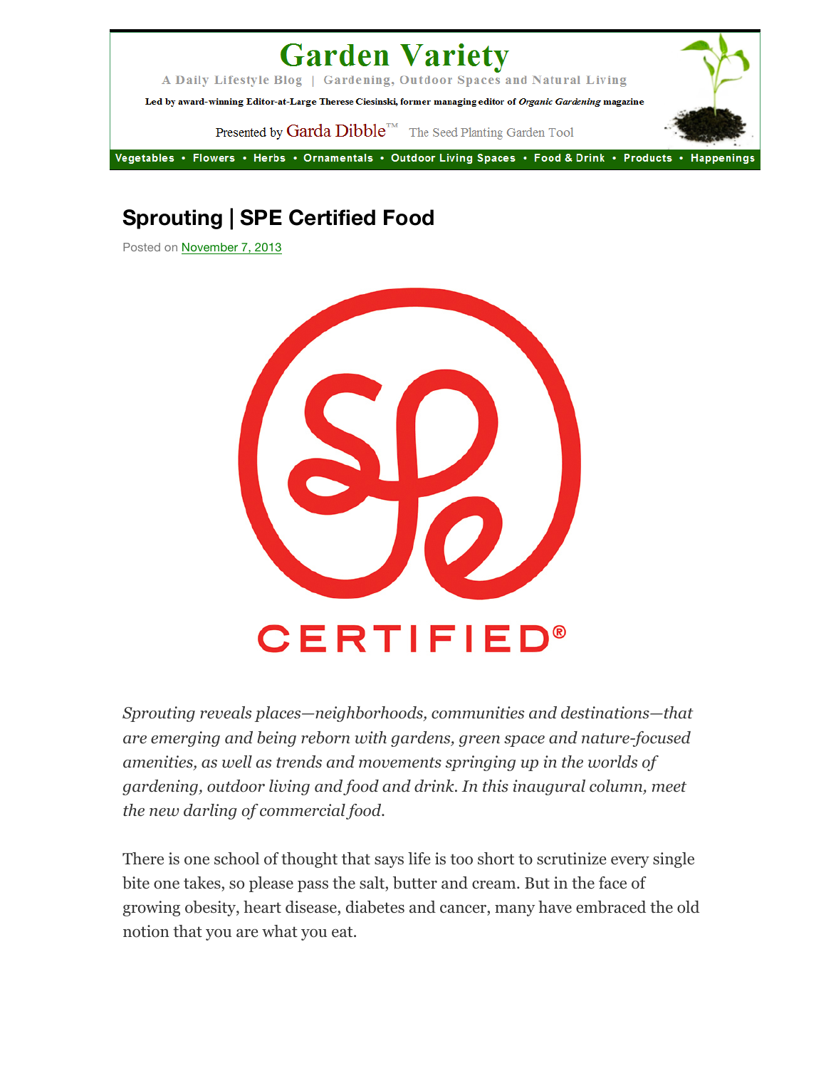# Garden Variety

A Daily Lifestyle Blog | Gardening, Outdoor Spaces and Natural Living

Led by award-winning Editor-at-Large Therese Ciesinski, former managing editor of *Organic Gardening* magazine

Presented by Garda Dibble™ The Seed Planting Garden Tool

Vegetables • Flowers • Herbs • Ornamentals • Outdoor Living Spaces • Food & Drink • Products • Happenings

## Sprouting | SPE Certified Food

Posted on November 7, 2013

SPE CERTIFIED®

*Sprouting reveals places—neighborhoods, communities and destinations—that are emerging and being reborn with gardens, green space and nature-focused amenities, as well as trends and movements springing up in the worlds of gardening, outdoor living and food and drink. In this inaugural column, meet the new darling of commercial food.*

There is one school of thought that says life is too short to scrutinize every single bite one takes, so please pass the salt, butter and cream. But in the face of growing obesity, heart disease, diabetes and cancer, many have embraced the old notion that you are what you eat.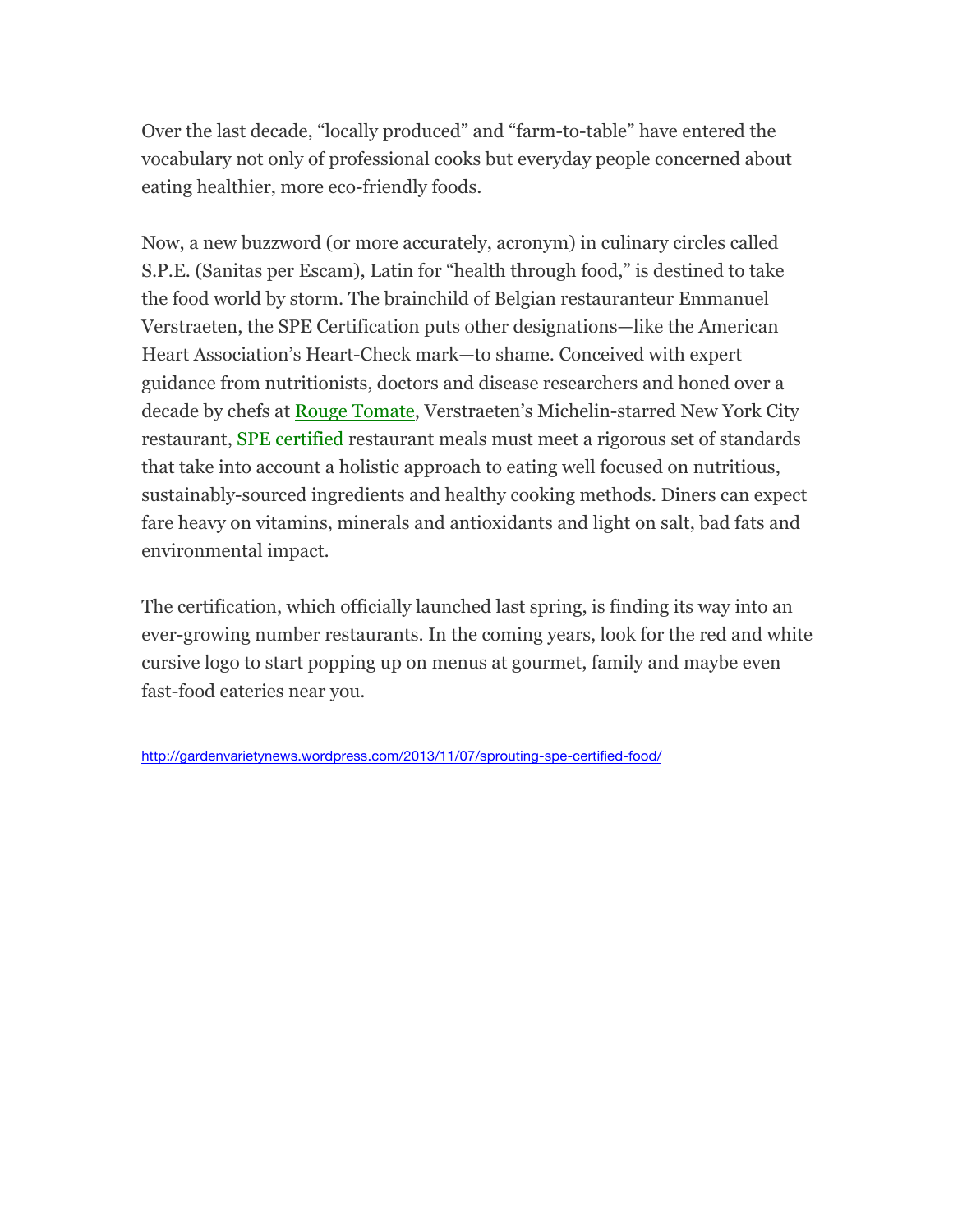Over the last decade, “locally produced” and “farm-to-table” have entered the vocabulary not only of professional cooks but everyday people concerned about eating healthier, more eco-friendly foods.

Now, a new buzzword (or more accurately, acronym) in culinary circles called S.P.E. (Sanitas per Escam), Latin for “health through food,” is destined to take the food world by storm. The brainchild of Belgian restauranteur Emmanuel Verstraeten, the SPE Certification puts other designations—like the American Heart Association’s Heart-Check mark—to shame. Conceived with expert guidance from nutritionists, doctors and disease researchers and honed over a decade by chefs at Rouge Tomate, Verstraeten’s Michelin-starred New York City restaurant, SPE certified restaurant meals must meet a rigorous set of standards that take into account a holistic approach to eating well focused on nutritious, sustainably-sourced ingredients and healthy cooking methods. Diners can expect fare heavy on vitamins, minerals and antioxidants and light on salt, bad fats and environmental impact.

The certification, which officially launched last spring, is finding its way into an ever-growing number restaurants. In the coming years, look for the red and white cursive logo to start popping up on menus at gourmet, family and maybe even fast-food eateries near you.

http://gardenvarietynews.wordpress.com/2013/11/07/sprouting-spe-certified-food/